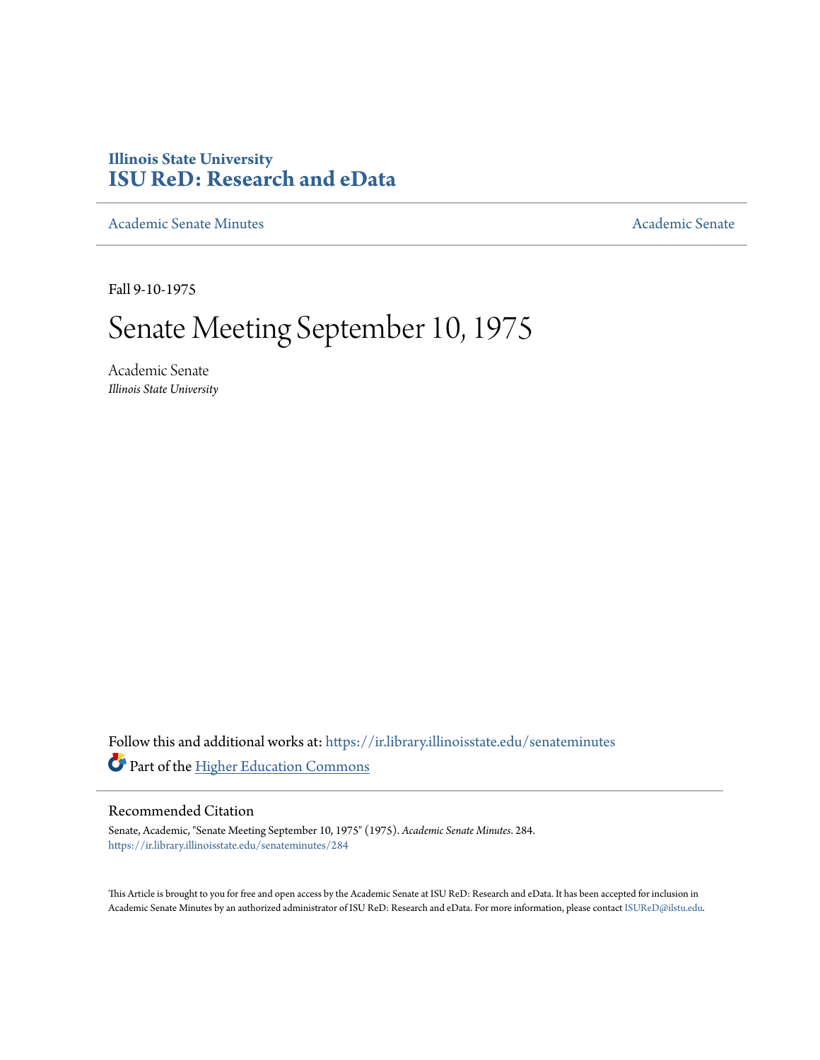Illinois State University

# ISU ReD: Research and eData

Academic Senate Minutes

Academic Senate

Fall 9-10-1975

# Senate Meeting September 10, 1975

Academic Senate

*Illinois State University*

Follow this and additional works at: https://ir.library.illinoisstate.edu/senateminutes

Part of the Higher Education Commons

## Recommended Citation

Senate, Academic, "Senate Meeting September 10, 1975" (1975). *Academic Senate Minutes*. 284.
https://ir.library.illinoisstate.edu/senateminutes/284

This Article is brought to you for free and open access by the Academic Senate at ISU ReD: Research and eData. It has been accepted for inclusion in Academic Senate Minutes by an authorized administrator of ISU ReD: Research and eData. For more information, please contact ISUReD@ilstu.edu.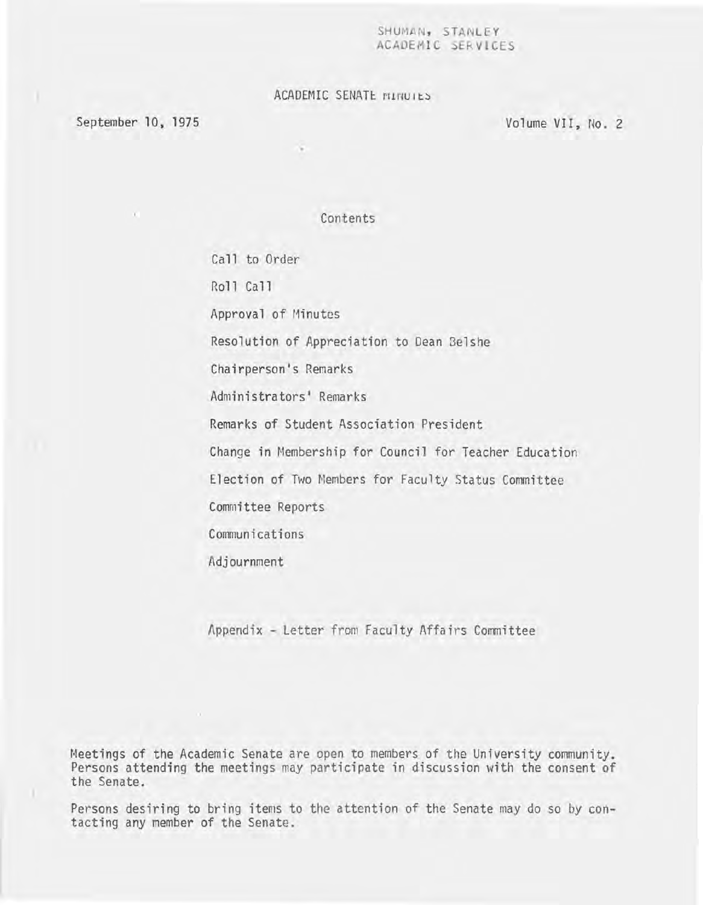SHUMAN, STANLEY
ACADEMIC SERVICES

# ACADEMIC SENATE MINUTES

September 10, 1975 Volume VII, No. 2

## Contents

Call to Order

Roll Call

Approval of Minutes

Resolution of Appreciation to Dean Belshe

Chairperson's Remarks

Administrators' Remarks

Remarks of Student Association President

Change in Membership for Council for Teacher Education

Election of Two Members for Faculty Status Committee

Committee Reports

Communications

Adjournment

Appendix - Letter from Faculty Affairs Committee

Meetings of the Academic Senate are open to members of the University community. Persons attending the meetings may participate in discussion with the consent of the Senate.

Persons desiring to bring items to the attention of the Senate may do so by contacting any member of the Senate.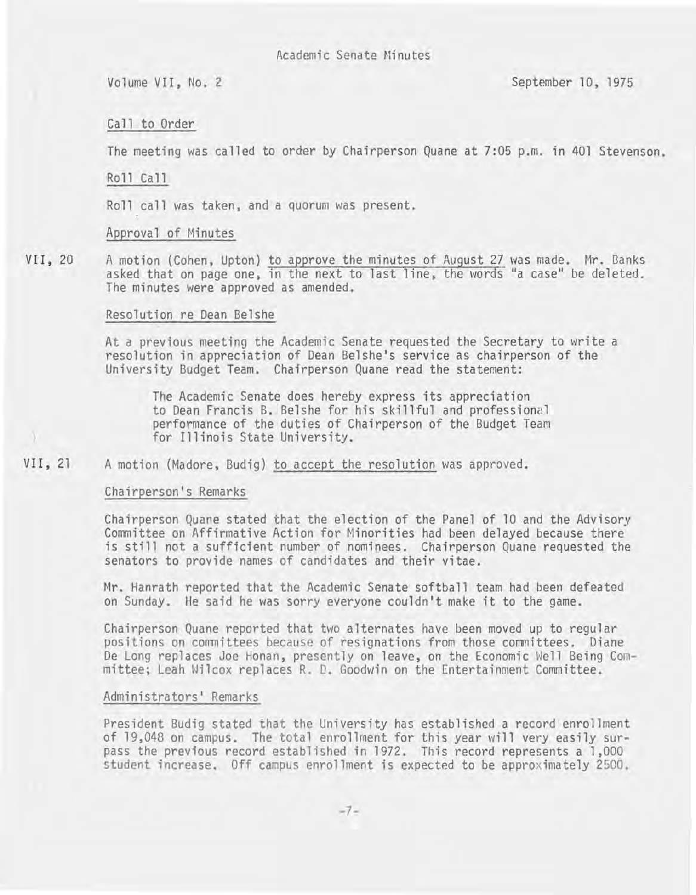Academic Senate Minutes

Volume VII, No. 2 — September 10, 1975

Call to Order

The meeting was called to order by Chairperson Quane at 7:05 p.m. in 401 Stevenson.

Roll Call

Roll call was taken, and a quorum was present.

Approval of Minutes

VII, 20 A motion (Cohen, Upton) to approve the minutes of August 27 was made. Mr. Banks asked that on page one, in the next to last line, the words "a case" be deleted. The minutes were approved as amended.

Resolution re Dean Belshe

At a previous meeting the Academic Senate requested the Secretary to write a resolution in appreciation of Dean Belshe's service as chairperson of the University Budget Team. Chairperson Quane read the statement:

> The Academic Senate does hereby express its appreciation to Dean Francis B. Belshe for his skillful and professional performance of the duties of Chairperson of the Budget Team for Illinois State University.

VII, 21 A motion (Madore, Budig) to accept the resolution was approved.

Chairperson's Remarks

Chairperson Quane stated that the election of the Panel of 10 and the Advisory Committee on Affirmative Action for Minorities had been delayed because there is still not a sufficient number of nominees. Chairperson Quane requested the senators to provide names of candidates and their vitae.

Mr. Hanrath reported that the Academic Senate softball team had been defeated on Sunday. He said he was sorry everyone couldn't make it to the game.

Chairperson Quane reported that two alternates have been moved up to regular positions on committees because of resignations from those committees. Diane De Long replaces Joe Honan, presently on leave, on the Economic Well Being Committee; Leah Wilcox replaces R. D. Goodwin on the Entertainment Committee.

Administrators' Remarks

President Budig stated that the University has established a record enrollment of 19,048 on campus. The total enrollment for this year will very easily surpass the previous record established in 1972. This record represents a 1,000 student increase. Off campus enrollment is expected to be approximately 2500.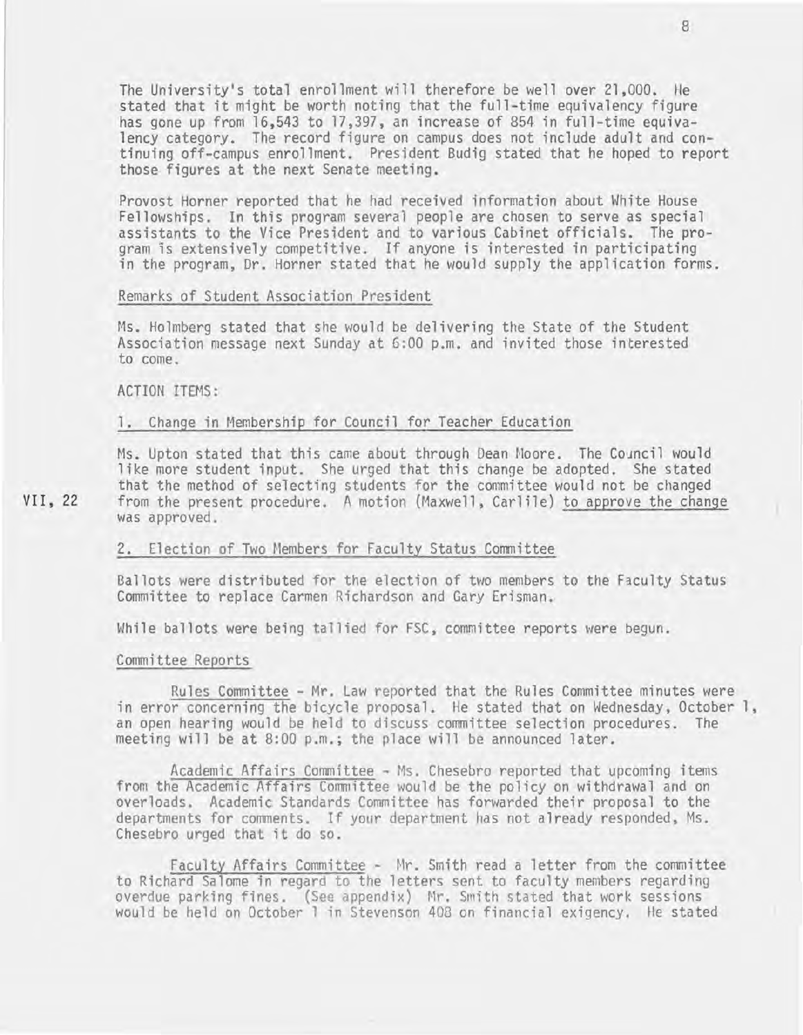The University's total enrollment will therefore be well over 21,000. He stated that it might be worth noting that the full-time equivalency figure has gone up from 16,543 to 17,397, an increase of 854 in full-time equivalency category. The record figure on campus does not include adult and continuing off-campus enrollment. President Budig stated that he hoped to report those figures at the next Senate meeting.

Provost Horner reported that he had received information about White House Fellowships. In this program several people are chosen to serve as special assistants to the Vice President and to various Cabinet officials. The program is extensively competitive. If anyone is interested in participating in the program, Dr. Horner stated that he would supply the application forms.

Remarks of Student Association President

Ms. Holmberg stated that she would be delivering the State of the Student Association message next Sunday at 6:00 p.m. and invited those interested to come.

ACTION ITEMS:

1. Change in Membership for Council for Teacher Education

Ms. Upton stated that this came about through Dean Moore. The Council would like more student input. She urged that this change be adopted. She stated that the method of selecting students for the committee would not be changed from the present procedure. A motion (Maxwell, Carlile) to approve the change was approved.

VII, 22

2. Election of Two Members for Faculty Status Committee

Ballots were distributed for the election of two members to the Faculty Status Committee to replace Carmen Richardson and Gary Erisman.

While ballots were being tallied for FSC, committee reports were begun.

Committee Reports

Rules Committee - Mr. Law reported that the Rules Committee minutes were in error concerning the bicycle proposal. He stated that on Wednesday, October 1, an open hearing would be held to discuss committee selection procedures. The meeting will be at 8:00 p.m.; the place will be announced later.

Academic Affairs Committee - Ms. Chesebro reported that upcoming items from the Academic Affairs Committee would be the policy on withdrawal and on overloads. Academic Standards Committee has forwarded their proposal to the departments for comments. If your department has not already responded, Ms. Chesebro urged that it do so.

Faculty Affairs Committee - Mr. Smith read a letter from the committee to Richard Salome in regard to the letters sent to faculty members regarding overdue parking fines. (See appendix) Mr. Smith stated that work sessions would be held on October 1 in Stevenson 408 on financial exigency. He stated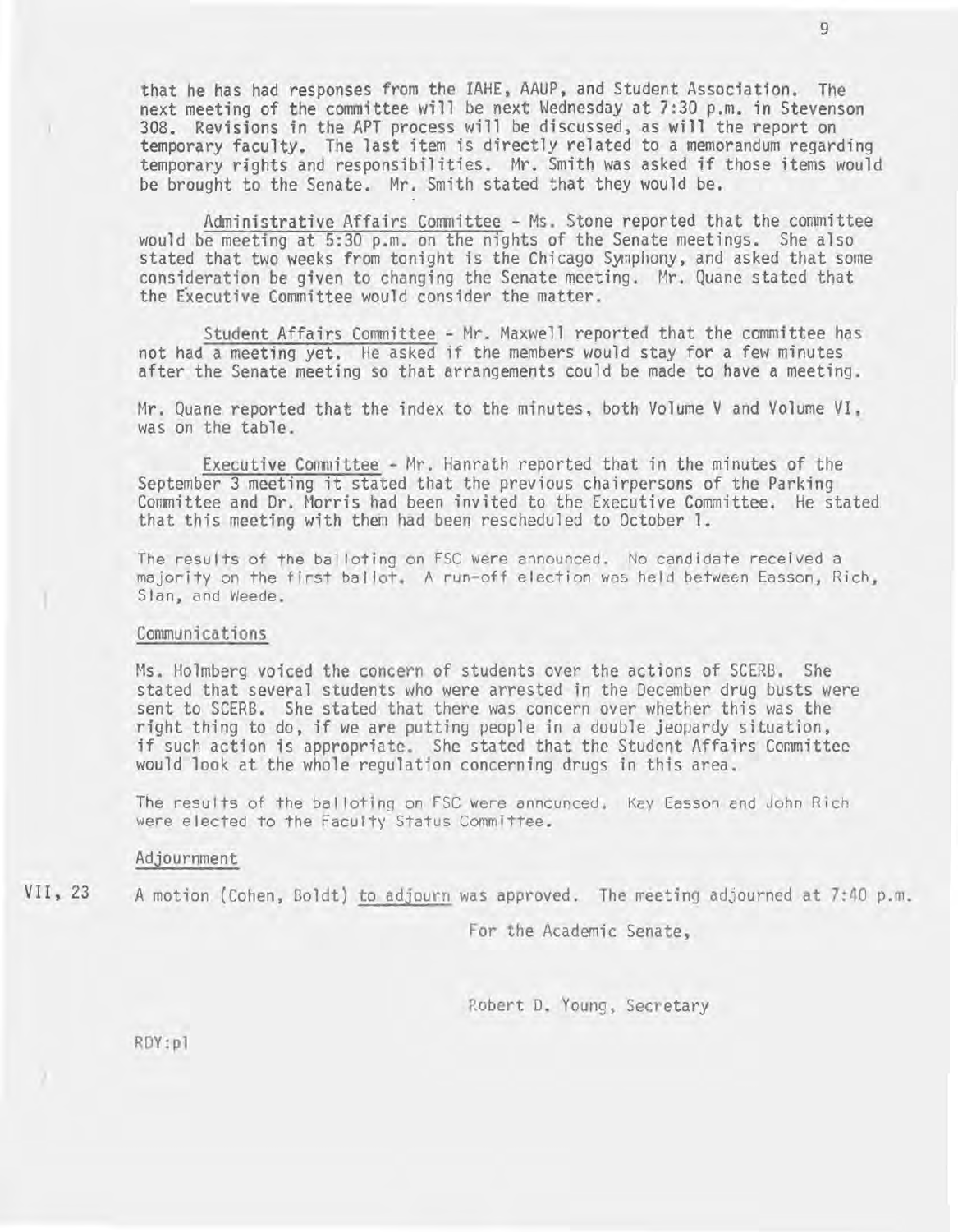that he has had responses from the IAHE, AAUP, and Student Association. The next meeting of the committee will be next Wednesday at 7:30 p.m. in Stevenson 308. Revisions in the APT process will be discussed, as will the report on temporary faculty. The last item is directly related to a memorandum regarding temporary rights and responsibilities. Mr. Smith was asked if those items would be brought to the Senate. Mr. Smith stated that they would be.

Administrative Affairs Committee - Ms. Stone reported that the committee would be meeting at 5:30 p.m. on the nights of the Senate meetings. She also stated that two weeks from tonight is the Chicago Symphony, and asked that some consideration be given to changing the Senate meeting. Mr. Quane stated that the Executive Committee would consider the matter.

Student Affairs Committee - Mr. Maxwell reported that the committee has not had a meeting yet. He asked if the members would stay for a few minutes after the Senate meeting so that arrangements could be made to have a meeting.

Mr. Quane reported that the index to the minutes, both Volume V and Volume VI, was on the table.

Executive Committee - Mr. Hanrath reported that in the minutes of the September 3 meeting it stated that the previous chairpersons of the Parking Committee and Dr. Morris had been invited to the Executive Committee. He stated that this meeting with them had been rescheduled to October 1.

The results of the balloting on FSC were announced. No candidate received a majority on the first ballot. A run-off election was held between Easson, Rich, Slan, and Weede.

Communications

Ms. Holmberg voiced the concern of students over the actions of SCERB. She stated that several students who were arrested in the December drug busts were sent to SCERB. She stated that there was concern over whether this was the right thing to do, if we are putting people in a double jeopardy situation, if such action is appropriate. She stated that the Student Affairs Committee would look at the whole regulation concerning drugs in this area.

The results of the balloting on FSC were announced. Kay Easson and John Rich were elected to the Faculty Status Committee.

Adjournment

VII, 23 A motion (Cohen, Boldt) to adjourn was approved. The meeting adjourned at 7:40 p.m.

For the Academic Senate,

Robert D. Young, Secretary

RDY:pl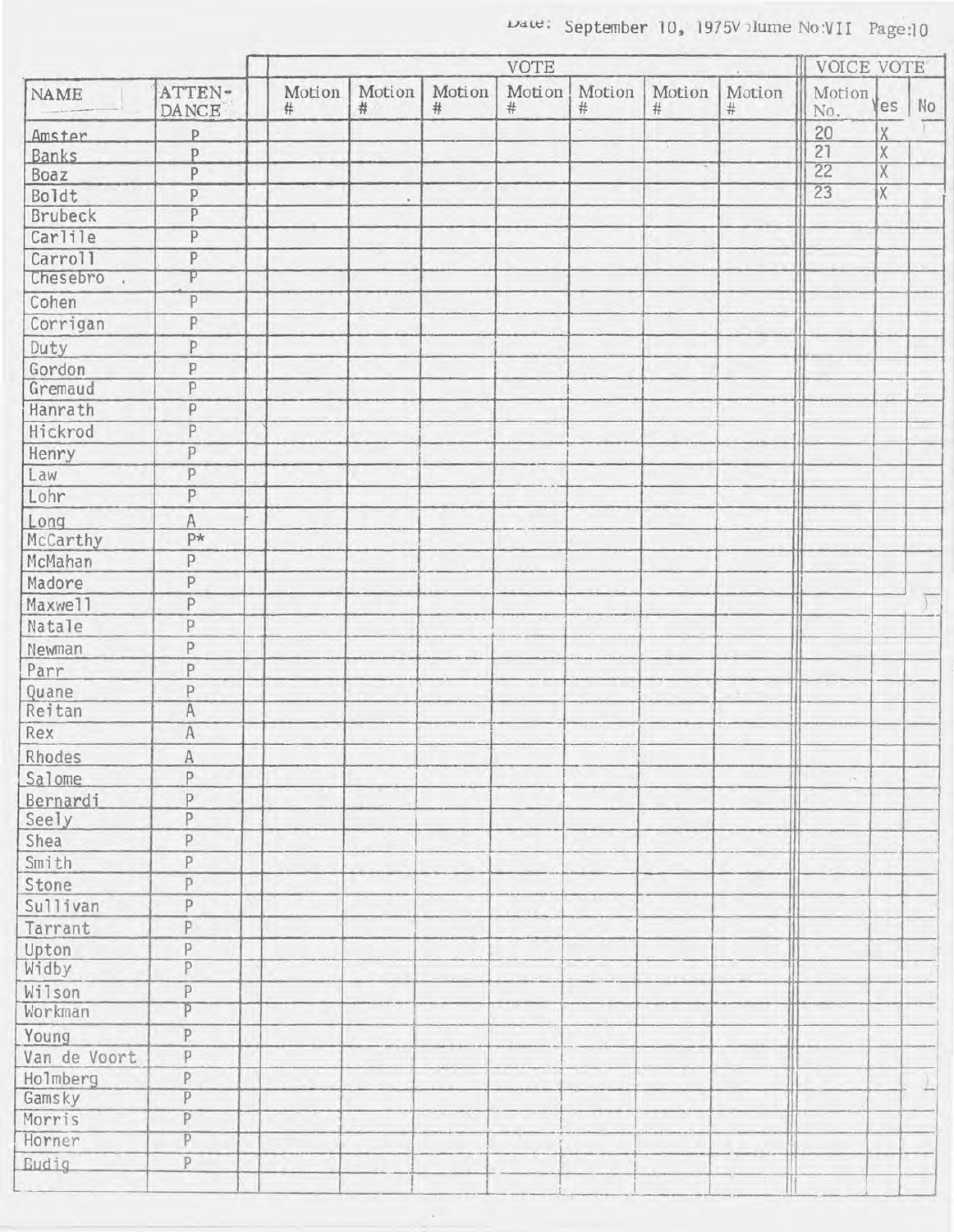Date: September 10, 1975 Volume No: VII Page: 10

| NAME | ATTENDANCE | VOTE | | | | | | | VOICE VOTE | | |
|---|---|---|---|---|---|---|---|---|---|---|---|
| | | Motion # | Motion # | Motion # | Motion # | Motion # | Motion # | Motion # | Motion No. | Yes | No |
| Amster | P | | | | | | | | 20 | X | |
| Banks | P | | | | | | | | 21 | X | |
| Boaz | P | | | | | | | | 22 | X | |
| Boldt | P | | | | | | | | 23 | X | |
| Brubeck | P | | | | | | | | | | |
| Carlile | P | | | | | | | | | | |
| Carroll | P | | | | | | | | | | |
| Chesebro | P | | | | | | | | | | |
| Cohen | P | | | | | | | | | | |
| Corrigan | P | | | | | | | | | | |
| Duty | P | | | | | | | | | | |
| Gordon | P | | | | | | | | | | |
| Gremaud | P | | | | | | | | | | |
| Hanrath | P | | | | | | | | | | |
| Hickrod | P | | | | | | | | | | |
| Henry | P | | | | | | | | | | |
| Law | P | | | | | | | | | | |
| Lohr | P | | | | | | | | | | |
| Long | A | | | | | | | | | | |
| McCarthy | P* | | | | | | | | | | |
| McMahan | P | | | | | | | | | | |
| Madore | P | | | | | | | | | | |
| Maxwell | P | | | | | | | | | | |
| Natale | P | | | | | | | | | | |
| Newman | P | | | | | | | | | | |
| Parr | P | | | | | | | | | | |
| Quane | P | | | | | | | | | | |
| Reitan | A | | | | | | | | | | |
| Rex | A | | | | | | | | | | |
| Rhodes | A | | | | | | | | | | |
| Salome | P | | | | | | | | | | |
| Bernardi | P | | | | | | | | | | |
| Seely | P | | | | | | | | | | |
| Shea | P | | | | | | | | | | |
| Smith | P | | | | | | | | | | |
| Stone | P | | | | | | | | | | |
| Sullivan | P | | | | | | | | | | |
| Tarrant | P | | | | | | | | | | |
| Upton | P | | | | | | | | | | |
| Widby | P | | | | | | | | | | |
| Wilson | P | | | | | | | | | | |
| Workman | P | | | | | | | | | | |
| Young | P | | | | | | | | | | |
| Van de Voort | P | | | | | | | | | | |
| Holmberg | P | | | | | | | | | | |
| Gamsky | P | | | | | | | | | | |
| Morris | P | | | | | | | | | | |
| Horner | P | | | | | | | | | | |
| Budig | P | | | | | | | | | | |